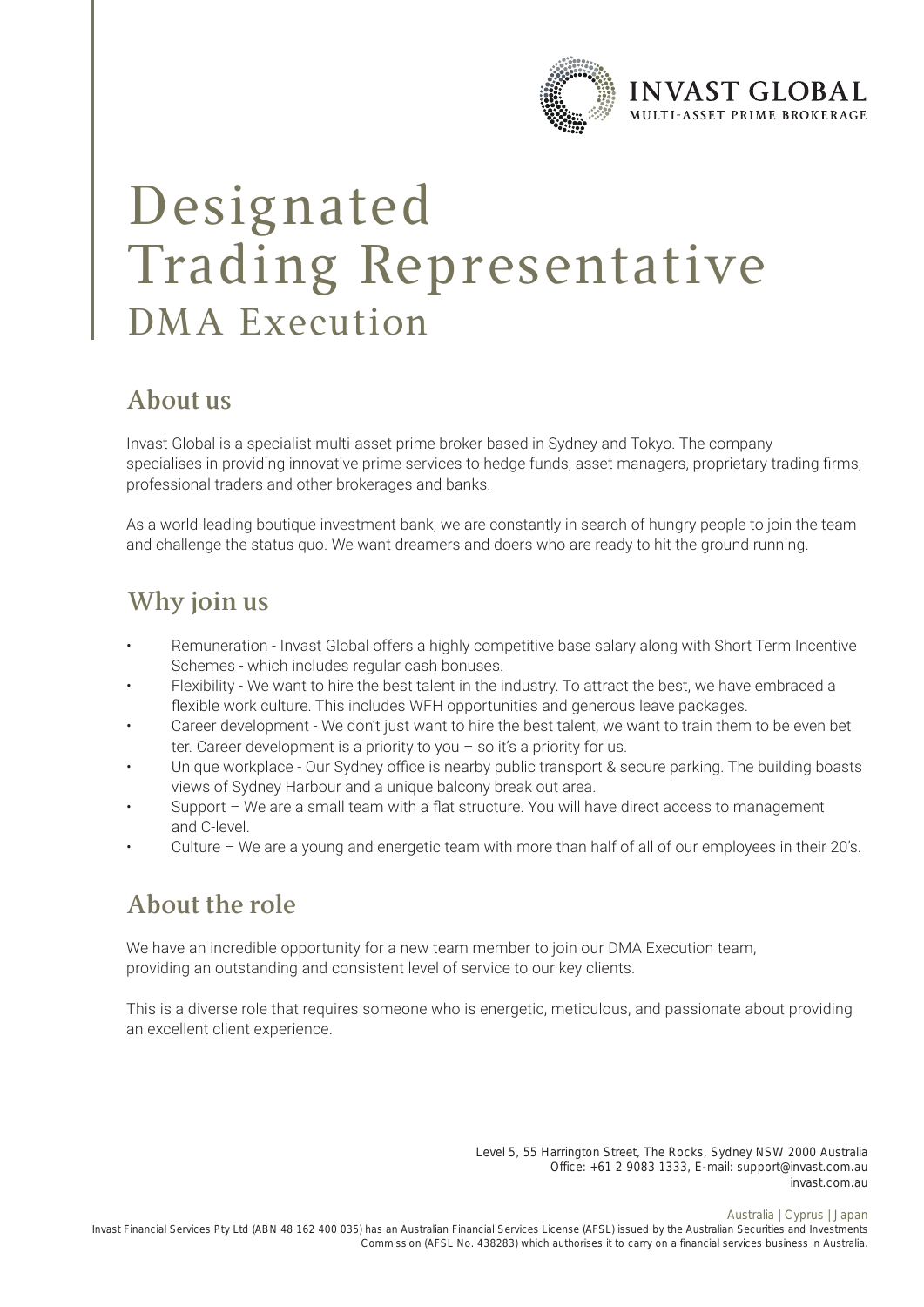# Designated Trading Representative

## DMA Execution

## About us

Invast Global is a specialist multi-asset prime broker based in Sydney and Tokyo. The company specialises in providing innovative prime services to hedge funds, asset managers, proprietary trading firms, professional traders and other brokerages and banks.

As a world-leading boutique investment bank, we are constantly in search of hungry people to join the team and challenge the status quo. We want dreamers and doers who are ready to hit the ground running.

## Why join us

- Remuneration - Invast Global offers a highly competitive base salary along with Short Term Incentive Schemes - which includes regular cash bonuses.
- Flexibility - We want to hire the best talent in the industry. To attract the best, we have embraced a flexible work culture. This includes WFH opportunities and generous leave packages.
- Career development - We don't just want to hire the best talent, we want to train them to be even better. Career development is a priority to you – so it's a priority for us.
- Unique workplace - Our Sydney office is nearby public transport & secure parking. The building boasts views of Sydney Harbour and a unique balcony break out area.
- Support – We are a small team with a flat structure. You will have direct access to management and C-level.
- Culture – We are a young and energetic team with more than half of all of our employees in their 20's.

## About the role

We have an incredible opportunity for a new team member to join our DMA Execution team, providing an outstanding and consistent level of service to our key clients.

This is a diverse role that requires someone who is energetic, meticulous, and passionate about providing an excellent client experience.

Level 5, 55 Harrington Street, The Rocks, Sydney NSW 2000 Australia
Office: +61 2 9083 1333, E-mail: support@invast.com.au
invast.com.au

Australia | Cyprus | Japan

Invast Financial Services Pty Ltd (ABN 48 162 400 035) has an Australian Financial Services License (AFSL) issued by the Australian Securities and Investments Commission (AFSL No. 438283) which authorises it to carry on a financial services business in Australia.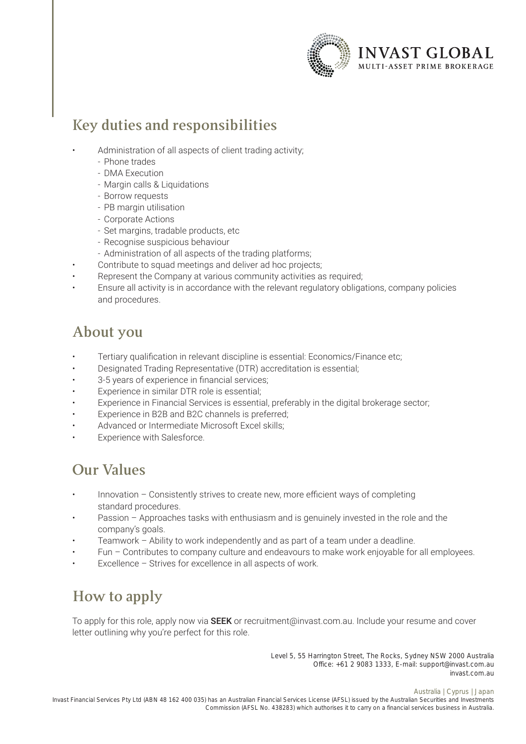## Key duties and responsibilities

- Administration of all aspects of client trading activity;
  - Phone trades
  - DMA Execution
  - Margin calls & Liquidations
  - Borrow requests
  - PB margin utilisation
  - Corporate Actions
  - Set margins, tradable products, etc
  - Recognise suspicious behaviour
  - Administration of all aspects of the trading platforms;
- Contribute to squad meetings and deliver ad hoc projects;
- Represent the Company at various community activities as required;
- Ensure all activity is in accordance with the relevant regulatory obligations, company policies and procedures.

## About you

- Tertiary qualification in relevant discipline is essential: Economics/Finance etc;
- Designated Trading Representative (DTR) accreditation is essential;
- 3-5 years of experience in financial services;
- Experience in similar DTR role is essential;
- Experience in Financial Services is essential, preferably in the digital brokerage sector;
- Experience in B2B and B2C channels is preferred;
- Advanced or Intermediate Microsoft Excel skills;
- Experience with Salesforce.

## Our Values

- Innovation – Consistently strives to create new, more efficient ways of completing standard procedures.
- Passion – Approaches tasks with enthusiasm and is genuinely invested in the role and the company's goals.
- Teamwork – Ability to work independently and as part of a team under a deadline.
- Fun – Contributes to company culture and endeavours to make work enjoyable for all employees.
- Excellence – Strives for excellence in all aspects of work.

## How to apply

To apply for this role, apply now via **SEEK** or recruitment@invast.com.au. Include your resume and cover letter outlining why you're perfect for this role.

Level 5, 55 Harrington Street, The Rocks, Sydney NSW 2000 Australia
Office: +61 2 9083 1333, E-mail: support@invast.com.au
invast.com.au

Australia | Cyprus | Japan

Invast Financial Services Pty Ltd (ABN 48 162 400 035) has an Australian Financial Services License (AFSL) issued by the Australian Securities and Investments Commission (AFSL No. 438283) which authorises it to carry on a financial services business in Australia.